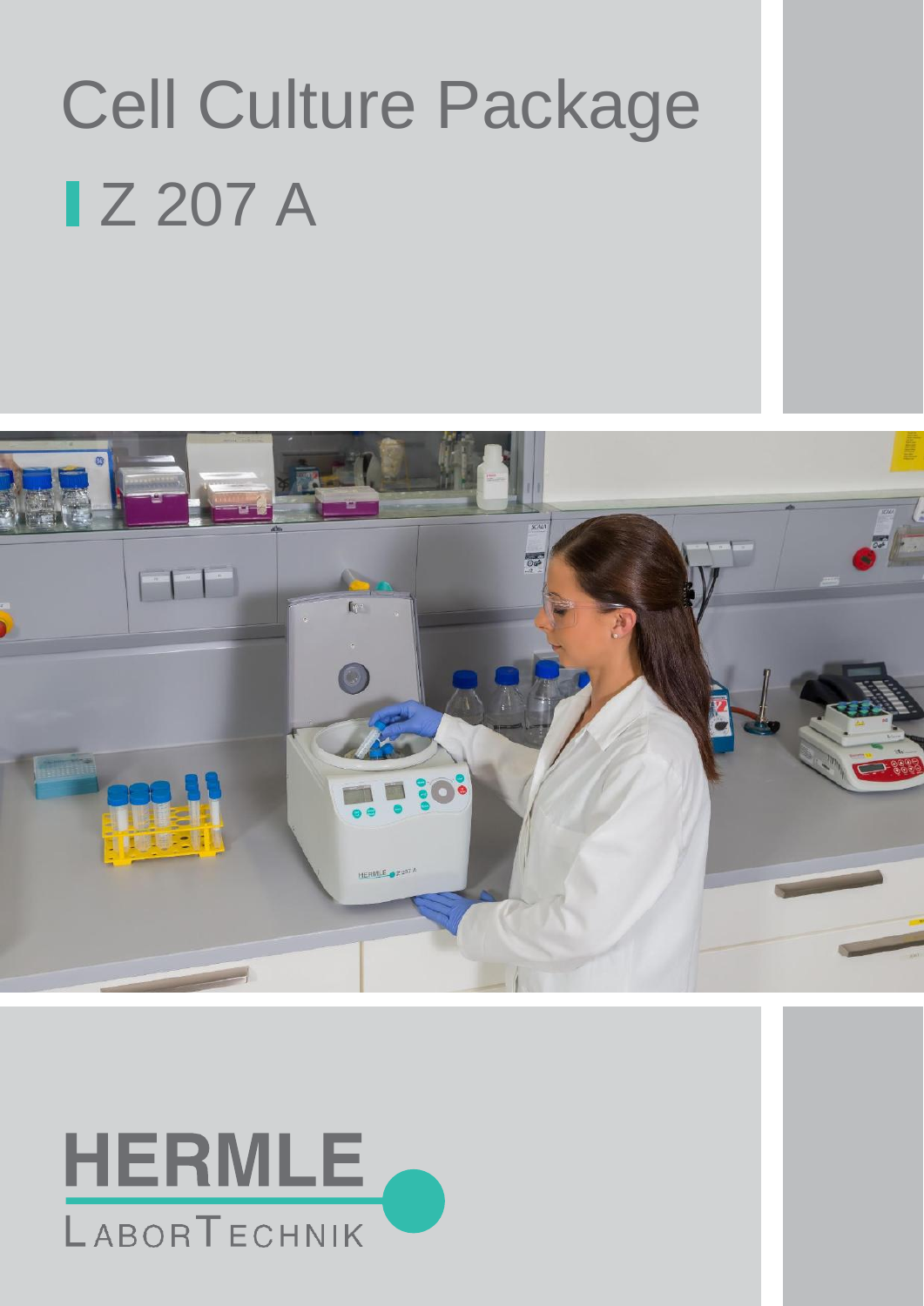# Cell Culture Package

## Z 207 A

HERMLE

LaborTechnik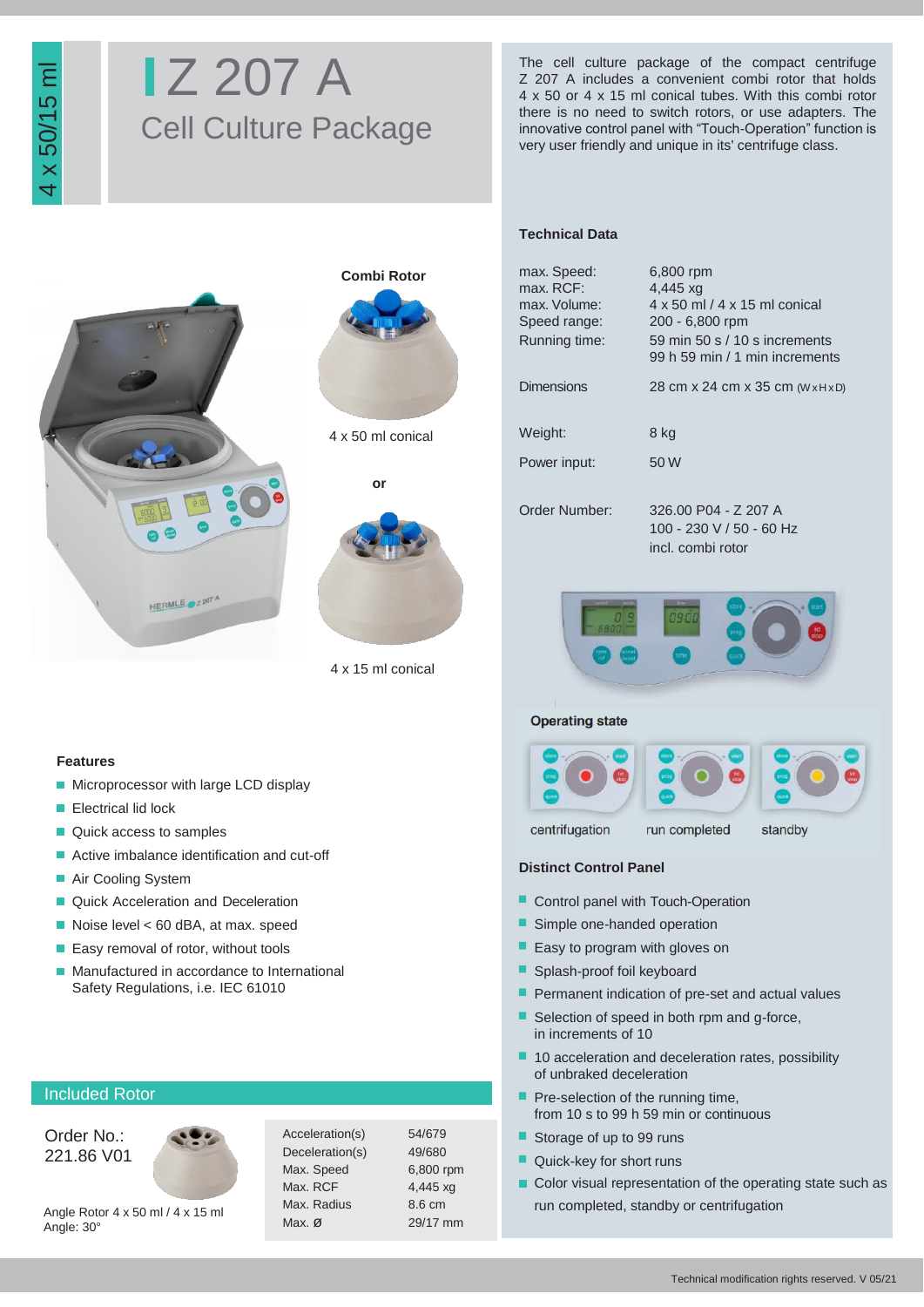4 x 50/15 ml

# Z 207 A

## Cell Culture Package

The cell culture package of the compact centrifuge Z 207 A includes a convenient combi rotor that holds 4 x 50 or 4 x 15 ml conical tubes. With this combi rotor there is no need to switch rotors, or use adapters. The innovative control panel with “Touch-Operation” function is very user friendly and unique in its' centrifuge class.

**Combi Rotor**

4 x 50 ml conical

or

4 x 15 ml conical

### Technical Data

| | |
|---|---|
| max. Speed: | 6,800 rpm |
| max. RCF: | 4,445 xg |
| max. Volume: | 4 x 50 ml / 4 x 15 ml conical |
| Speed range: | 200 - 6,800 rpm |
| Running time: | 59 min 50 s / 10 s increments<br>99 h 59 min / 1 min increments |
| Dimensions | 28 cm x 24 cm x 35 cm (W x H x D) |
| Weight: | 8 kg |
| Power input: | 50 W |
| Order Number: | 326.00 P04 - Z 207 A<br>100 - 230 V / 50 - 60 Hz<br>incl. combi rotor |

**Operating state**

centrifugation   run completed   standby

### Features

- Microprocessor with large LCD display
- Electrical lid lock
- Quick access to samples
- Active imbalance identification and cut-off
- Air Cooling System
- Quick Acceleration and Deceleration
- Noise level < 60 dBA, at max. speed
- Easy removal of rotor, without tools
- Manufactured in accordance to International Safety Regulations, i.e. IEC 61010

### Distinct Control Panel

- Control panel with Touch-Operation
- Simple one-handed operation
- Easy to program with gloves on
- Splash-proof foil keyboard
- Permanent indication of pre-set and actual values
- Selection of speed in both rpm and g-force, in increments of 10
- 10 acceleration and deceleration rates, possibility of unbraked deceleration
- Pre-selection of the running time, from 10 s to 99 h 59 min or continuous
- Storage of up to 99 runs
- Quick-key for short runs
- Color visual representation of the operating state such as run completed, standby or centrifugation

### Included Rotor

Order No.: 221.86 V01

Angle Rotor 4 x 50 ml / 4 x 15 ml
Angle: 30°

| | |
|---|---|
| Acceleration(s) | 54/679 |
| Deceleration(s) | 49/680 |
| Max. Speed | 6,800 rpm |
| Max. RCF | 4,445 xg |
| Max. Radius | 8.6 cm |
| Max. Ø | 29/17 mm |

Technical modification rights reserved. V 05/21